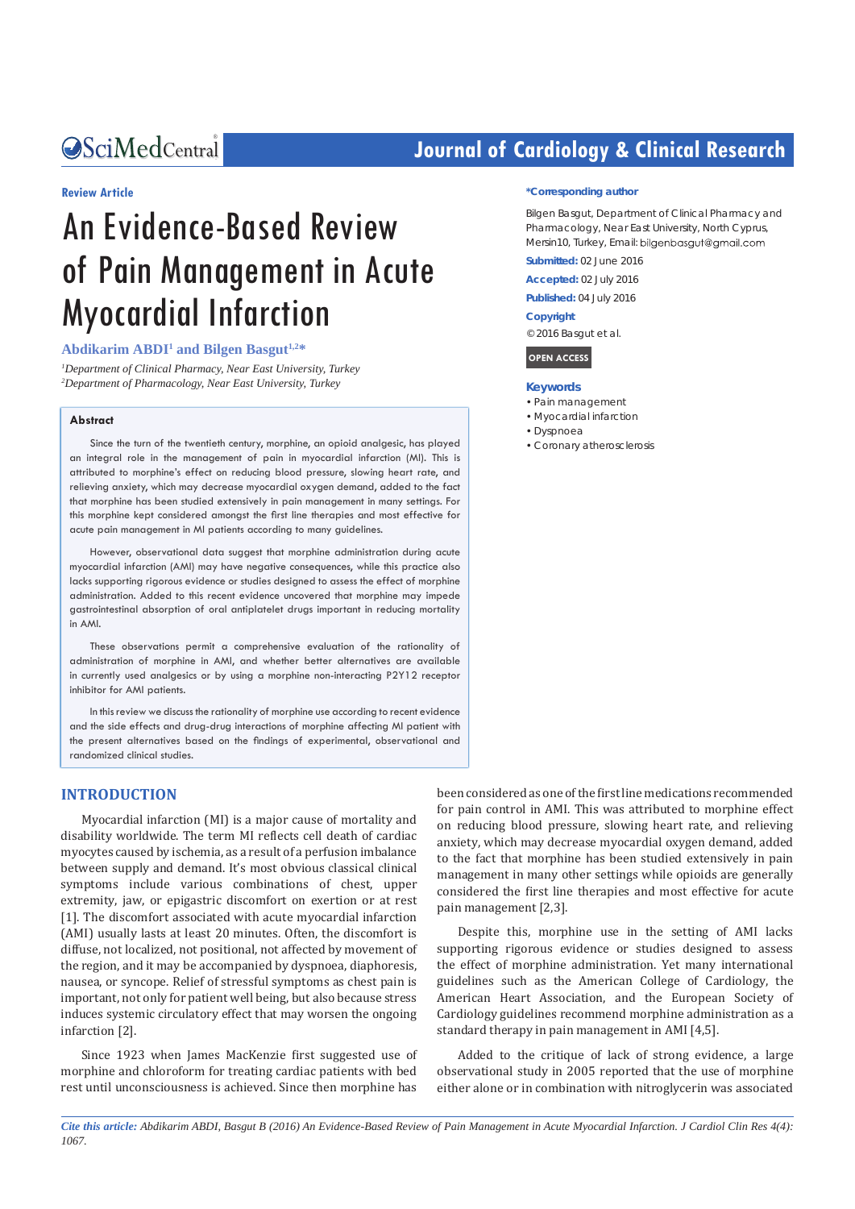Review Article

# An Evidence-Based Review of Pain Management in Acute Myocardial Infarction

**Abdikarim ABDI[1] and Bilgen Basgut[1,2]***

[1]*Department of Clinical Pharmacy, Near East University, Turkey*
[2]*Department of Pharmacology, Near East University, Turkey*

**\*Corresponding author**

Bilgen Basgut, Department of Clinical Pharmacy and Pharmacology, Near East University, North Cyprus, Mersin10, Turkey, Email: bilgenbasgut@gmail.com

**Submitted:** 02 June 2016

**Accepted:** 02 July 2016

**Published:** 04 July 2016

**Copyright**

© 2016 Basgut et al.

**OPEN ACCESS**

**Keywords**

- Pain management
- Myocardial infarction
- Dyspnoea
- Coronary atherosclerosis

## Abstract

Since the turn of the twentieth century, morphine, an opioid analgesic, has played an integral role in the management of pain in myocardial infarction (MI). This is attributed to morphine's effect on reducing blood pressure, slowing heart rate, and relieving anxiety, which may decrease myocardial oxygen demand, added to the fact that morphine has been studied extensively in pain management in many settings. For this morphine kept considered amongst the first line therapies and most effective for acute pain management in MI patients according to many guidelines.

However, observational data suggest that morphine administration during acute myocardial infarction (AMI) may have negative consequences, while this practice also lacks supporting rigorous evidence or studies designed to assess the effect of morphine administration. Added to this recent evidence uncovered that morphine may impede gastrointestinal absorption of oral antiplatelet drugs important in reducing mortality in AMI.

These observations permit a comprehensive evaluation of the rationality of administration of morphine in AMI, and whether better alternatives are available in currently used analgesics or by using a morphine non-interacting P2Y12 receptor inhibitor for AMI patients.

In this review we discuss the rationality of morphine use according to recent evidence and the side effects and drug-drug interactions of morphine affecting MI patient with the present alternatives based on the findings of experimental, observational and randomized clinical studies.

## INTRODUCTION

Myocardial infarction (MI) is a major cause of mortality and disability worldwide. The term MI reflects cell death of cardiac myocytes caused by ischemia, as a result of a perfusion imbalance between supply and demand. It's most obvious classical clinical symptoms include various combinations of chest, upper extremity, jaw, or epigastric discomfort on exertion or at rest [1]. The discomfort associated with acute myocardial infarction (AMI) usually lasts at least 20 minutes. Often, the discomfort is diffuse, not localized, not positional, not affected by movement of the region, and it may be accompanied by dyspnoea, diaphoresis, nausea, or syncope. Relief of stressful symptoms as chest pain is important, not only for patient well being, but also because stress induces systemic circulatory effect that may worsen the ongoing infarction [2].

Since 1923 when James MacKenzie first suggested use of morphine and chloroform for treating cardiac patients with bed rest until unconsciousness is achieved. Since then morphine has been considered as one of the first line medications recommended for pain control in AMI. This was attributed to morphine effect on reducing blood pressure, slowing heart rate, and relieving anxiety, which may decrease myocardial oxygen demand, added to the fact that morphine has been studied extensively in pain management in many other settings while opioids are generally considered the first line therapies and most effective for acute pain management [2,3].

Despite this, morphine use in the setting of AMI lacks supporting rigorous evidence or studies designed to assess the effect of morphine administration. Yet many international guidelines such as the American College of Cardiology, the American Heart Association, and the European Society of Cardiology guidelines recommend morphine administration as a standard therapy in pain management in AMI [4,5].

Added to the critique of lack of strong evidence, a large observational study in 2005 reported that the use of morphine either alone or in combination with nitroglycerin was associated

*Cite this article:* Abdikarim ABDI, Basgut B (2016) An Evidence-Based Review of Pain Management in Acute Myocardial Infarction. J Cardiol Clin Res 4(4): 1067.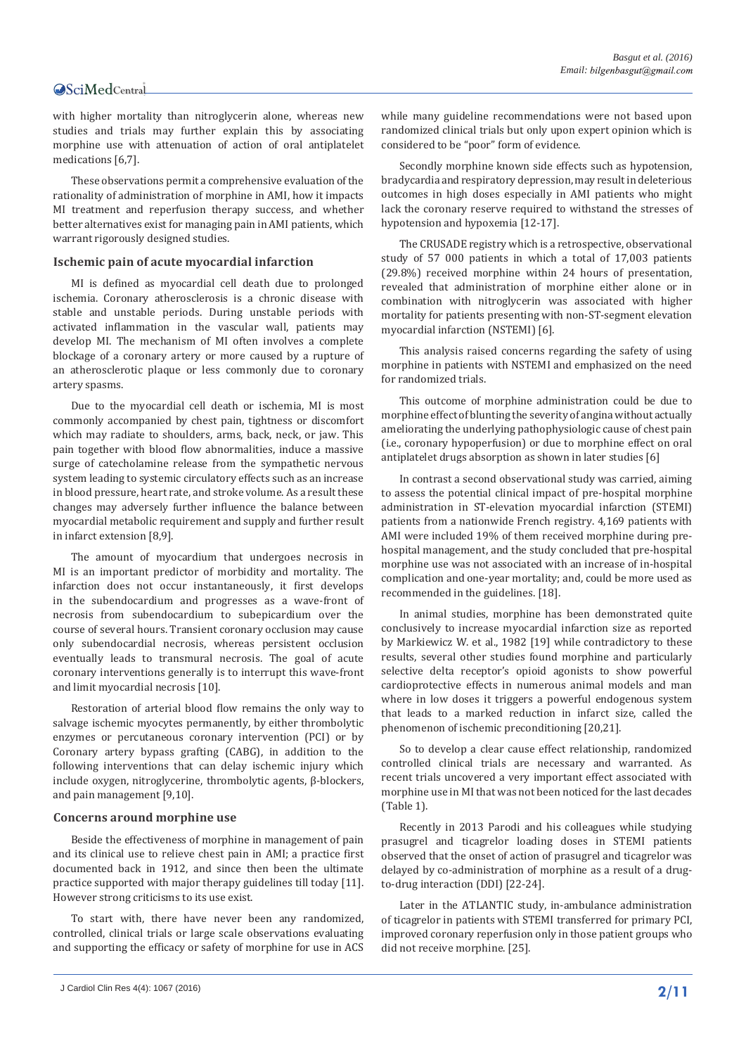with higher mortality than nitroglycerin alone, whereas new studies and trials may further explain this by associating morphine use with attenuation of action of oral antiplatelet medications [6,7].

These observations permit a comprehensive evaluation of the rationality of administration of morphine in AMI, how it impacts MI treatment and reperfusion therapy success, and whether better alternatives exist for managing pain in AMI patients, which warrant rigorously designed studies.

### Ischemic pain of acute myocardial infarction

MI is defined as myocardial cell death due to prolonged ischemia. Coronary atherosclerosis is a chronic disease with stable and unstable periods. During unstable periods with activated inflammation in the vascular wall, patients may develop MI. The mechanism of MI often involves a complete blockage of a coronary artery or more caused by a rupture of an atherosclerotic plaque or less commonly due to coronary artery spasms.

Due to the myocardial cell death or ischemia, MI is most commonly accompanied by chest pain, tightness or discomfort which may radiate to shoulders, arms, back, neck, or jaw. This pain together with blood flow abnormalities, induce a massive surge of catecholamine release from the sympathetic nervous system leading to systemic circulatory effects such as an increase in blood pressure, heart rate, and stroke volume. As a result these changes may adversely further influence the balance between myocardial metabolic requirement and supply and further result in infarct extension [8,9].

The amount of myocardium that undergoes necrosis in MI is an important predictor of morbidity and mortality. The infarction does not occur instantaneously, it first develops in the subendocardium and progresses as a wave-front of necrosis from subendocardium to subepicardium over the course of several hours. Transient coronary occlusion may cause only subendocardial necrosis, whereas persistent occlusion eventually leads to transmural necrosis. The goal of acute coronary interventions generally is to interrupt this wave-front and limit myocardial necrosis [10].

Restoration of arterial blood flow remains the only way to salvage ischemic myocytes permanently, by either thrombolytic enzymes or percutaneous coronary intervention (PCI) or by Coronary artery bypass grafting (CABG), in addition to the following interventions that can delay ischemic injury which include oxygen, nitroglycerine, thrombolytic agents, β-blockers, and pain management [9,10].

### Concerns around morphine use

Beside the effectiveness of morphine in management of pain and its clinical use to relieve chest pain in AMI; a practice first documented back in 1912, and since then been the ultimate practice supported with major therapy guidelines till today [11]. However strong criticisms to its use exist.

To start with, there have never been any randomized, controlled, clinical trials or large scale observations evaluating and supporting the efficacy or safety of morphine for use in ACS while many guideline recommendations were not based upon randomized clinical trials but only upon expert opinion which is considered to be "poor" form of evidence.

Secondly morphine known side effects such as hypotension, bradycardia and respiratory depression, may result in deleterious outcomes in high doses especially in AMI patients who might lack the coronary reserve required to withstand the stresses of hypotension and hypoxemia [12-17].

The CRUSADE registry which is a retrospective, observational study of 57 000 patients in which a total of 17,003 patients (29.8%) received morphine within 24 hours of presentation, revealed that administration of morphine either alone or in combination with nitroglycerin was associated with higher mortality for patients presenting with non-ST-segment elevation myocardial infarction (NSTEMI) [6].

This analysis raised concerns regarding the safety of using morphine in patients with NSTEMI and emphasized on the need for randomized trials.

This outcome of morphine administration could be due to morphine effect of blunting the severity of angina without actually ameliorating the underlying pathophysiologic cause of chest pain (i.e., coronary hypoperfusion) or due to morphine effect on oral antiplatelet drugs absorption as shown in later studies [6]

In contrast a second observational study was carried, aiming to assess the potential clinical impact of pre-hospital morphine administration in ST-elevation myocardial infarction (STEMI) patients from a nationwide French registry. 4,169 patients with AMI were included 19% of them received morphine during pre-hospital management, and the study concluded that pre-hospital morphine use was not associated with an increase of in-hospital complication and one-year mortality; and, could be more used as recommended in the guidelines. [18].

In animal studies, morphine has been demonstrated quite conclusively to increase myocardial infarction size as reported by Markiewicz W. et al., 1982 [19] while contradictory to these results, several other studies found morphine and particularly selective delta receptor's opioid agonists to show powerful cardioprotective effects in numerous animal models and man where in low doses it triggers a powerful endogenous system that leads to a marked reduction in infarct size, called the phenomenon of ischemic preconditioning [20,21].

So to develop a clear cause effect relationship, randomized controlled clinical trials are necessary and warranted. As recent trials uncovered a very important effect associated with morphine use in MI that was not been noticed for the last decades (Table 1).

Recently in 2013 Parodi and his colleagues while studying prasugrel and ticagrelor loading doses in STEMI patients observed that the onset of action of prasugrel and ticagrelor was delayed by co-administration of morphine as a result of a drug-to-drug interaction (DDI) [22-24].

Later in the ATLANTIC study, in-ambulance administration of ticagrelor in patients with STEMI transferred for primary PCI, improved coronary reperfusion only in those patient groups who did not receive morphine. [25].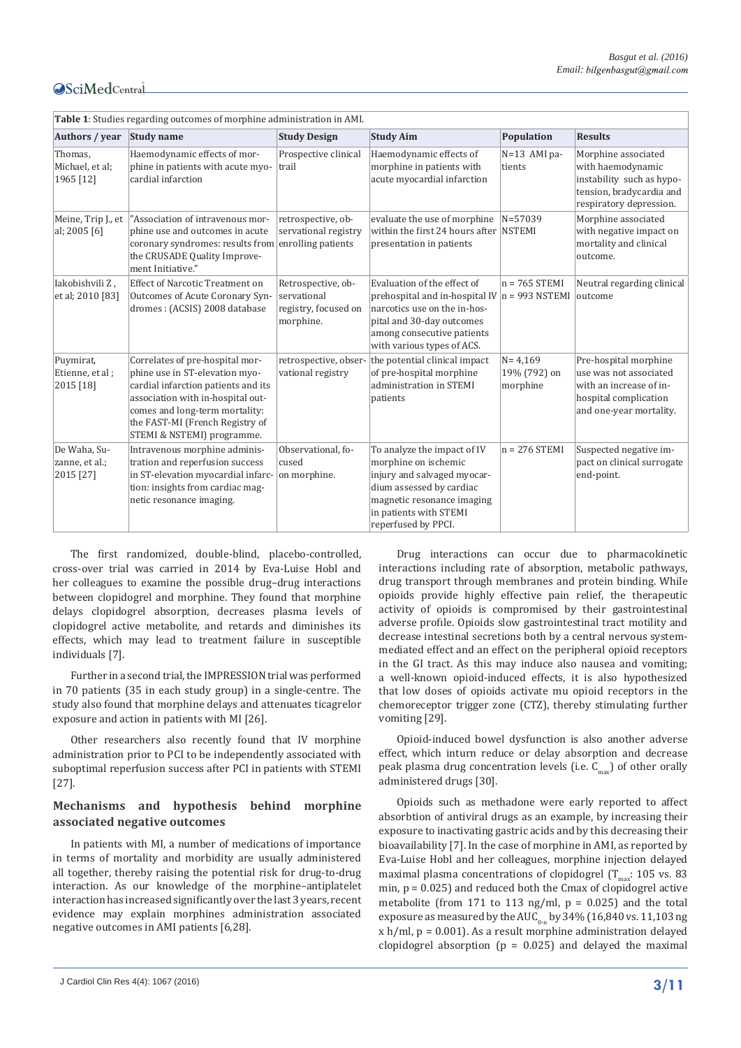**Table 1**: Studies regarding outcomes of morphine administration in AMI.

| Authors / year | Study name | Study Design | Study Aim | Population | Results |
|---|---|---|---|---|---|
| Thomas, Michael, et al; 1965 [12] | Haemodynamic effects of morphine in patients with acute myocardial infarction | Prospective clinical trail | Haemodynamic effects of morphine in patients with acute myocardial infarction | N=13 AMI patients | Morphine associated with haemodynamic instability such as hypotension, bradycardia and respiratory depression. |
| Meine, Trip J., et al; 2005 [6] | "Association of intravenous morphine use and outcomes in acute coronary syndromes: results from the CRUSADE Quality Improvement Initiative." | retrospective, observational registry enrolling patients | evaluate the use of morphine within the first 24 hours after presentation in patients | N=57039 NSTEMI | Morphine associated with negative impact on mortality and clinical outcome. |
| Iakobishvili Z , et al; 2010 [83] | Effect of Narcotic Treatment on Outcomes of Acute Coronary Syndromes : (ACSIS) 2008 database | Retrospective, observational registry, focused on morphine. | Evaluation of the effect of prehospital and in-hospital IV narcotics use on the in-hospital and 30-day outcomes among consecutive patients with various types of ACS. | n = 765 STEMI n = 993 NSTEMI | Neutral regarding clinical outcome |
| Puymirat, Etienne, et al ; 2015 [18] | Correlates of pre-hospital morphine use in ST-elevation myocardial infarction patients and its association with in-hospital outcomes and long-term mortality: the FAST-MI (French Registry of STEMI & NSTEMI) programme. | retrospective, observational registry | the potential clinical impact of pre-hospital morphine administration in STEMI patients | N= 4,169 19% (792) on morphine | Pre-hospital morphine use was not associated with an increase of in-hospital complication and one-year mortality. |
| De Waha, Suzanne, et al.; 2015 [27] | Intravenous morphine administration and reperfusion success in ST-elevation myocardial infarction: insights from cardiac magnetic resonance imaging. | Observational, focused on morphine. | To analyze the impact of IV morphine on ischemic injury and salvaged myocardium assessed by cardiac magnetic resonance imaging in patients with STEMI reperfused by PPCI. | n = 276 STEMI | Suspected negative impact on clinical surrogate end-point. |

The first randomized, double-blind, placebo-controlled, cross-over trial was carried in 2014 by Eva-Luise Hobl and her colleagues to examine the possible drug–drug interactions between clopidogrel and morphine. They found that morphine delays clopidogrel absorption, decreases plasma levels of clopidogrel active metabolite, and retards and diminishes its effects, which may lead to treatment failure in susceptible individuals [7].

Further in a second trial, the IMPRESSION trial was performed in 70 patients (35 in each study group) in a single-centre. The study also found that morphine delays and attenuates ticagrelor exposure and action in patients with MI [26].

Other researchers also recently found that IV morphine administration prior to PCI to be independently associated with suboptimal reperfusion success after PCI in patients with STEMI [27].

## Mechanisms and hypothesis behind morphine associated negative outcomes

In patients with MI, a number of medications of importance in terms of mortality and morbidity are usually administered all together, thereby raising the potential risk for drug-to-drug interaction. As our knowledge of the morphine–antiplatelet interaction has increased significantly over the last 3 years, recent evidence may explain morphines administration associated negative outcomes in AMI patients [6,28].

Drug interactions can occur due to pharmacokinetic interactions including rate of absorption, metabolic pathways, drug transport through membranes and protein binding. While opioids provide highly effective pain relief, the therapeutic activity of opioids is compromised by their gastrointestinal adverse profile. Opioids slow gastrointestinal tract motility and decrease intestinal secretions both by a central nervous system-mediated effect and an effect on the peripheral opioid receptors in the GI tract. As this may induce also nausea and vomiting; a well-known opioid-induced effects, it is also hypothesized that low doses of opioids activate mu opioid receptors in the chemoreceptor trigger zone (CTZ), thereby stimulating further vomiting [29].

Opioid-induced bowel dysfunction is also another adverse effect, which inturn reduce or delay absorption and decrease peak plasma drug concentration levels (i.e. $C_{max}$) of other orally administered drugs [30].

Opioids such as methadone were early reported to affect absorbtion of antiviral drugs as an example, by increasing their exposure to inactivating gastric acids and by this decreasing their bioavailability [7]. In the case of morphine in AMI, as reported by Eva-Luise Hobl and her colleagues, morphine injection delayed maximal plasma concentrations of clopidogrel ($T_{max}$: 105 vs. 83 min, p = 0.025) and reduced both the Cmax of clopidogrel active metabolite (from 171 to 113 ng/ml, p = 0.025) and the total exposure as measured by the $AUC_{0-n}$ by 34% (16,840 vs. 11,103 ng x h/ml, p = 0.001). As a result morphine administration delayed clopidogrel absorption (p = 0.025) and delayed the maximal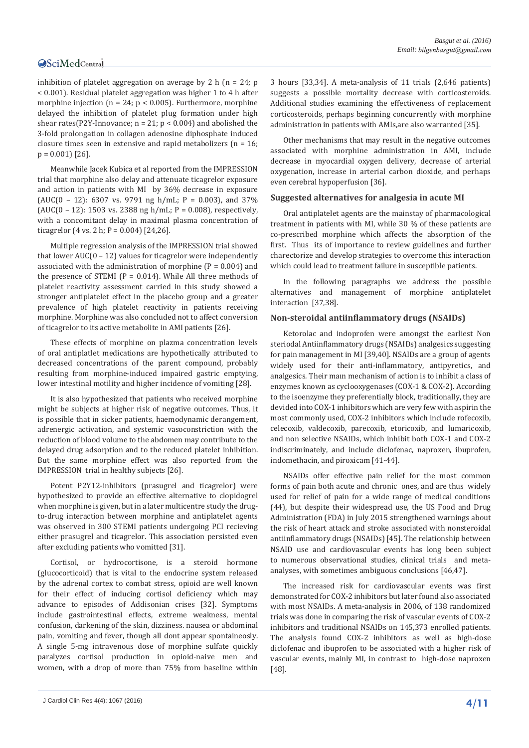inhibition of platelet aggregation on average by 2 h (n = 24; p < 0.001). Residual platelet aggregation was higher 1 to 4 h after morphine injection (n = 24; p < 0.005). Furthermore, morphine delayed the inhibition of platelet plug formation under high shear rates(P2Y-Innovance; n = 21; p < 0.004) and abolished the 3-fold prolongation in collagen adenosine diphosphate induced closure times seen in extensive and rapid metabolizers (n = 16; p = 0.001) [26].

Meanwhile Jacek Kubica et al reported from the IMPRESSION trial that morphine also delay and attenuate ticagrelor exposure and action in patients with MI by 36% decrease in exposure (AUC(0 – 12): 6307 vs. 9791 ng h/mL; P = 0.003), and 37% (AUC(0 – 12): 1503 vs. 2388 ng h/mL; P = 0.008), respectively, with a concomitant delay in maximal plasma concentration of ticagrelor (4 vs. 2 h; P = 0.004) [24,26].

Multiple regression analysis of the IMPRESSION trial showed that lower AUC(0 – 12) values for ticagrelor were independently associated with the administration of morphine (P = 0.004) and the presence of STEMI (P = 0.014). While All three methods of platelet reactivity assessment carried in this study showed a stronger antiplatelet effect in the placebo group and a greater prevalence of high platelet reactivity in patients receiving morphine. Morphine was also concluded not to affect conversion of ticagrelor to its active metabolite in AMI patients [26].

These effects of morphine on plazma concentration levels of oral antiplatlet medications are hypothetically attributed to decreased concentrations of the parent compound, probably resulting from morphine-induced impaired gastric emptying, lower intestinal motility and higher incidence of vomiting [28].

It is also hypothesized that patients who received morphine might be subjects at higher risk of negative outcomes. Thus, it is possible that in sicker patients, haemodynamic derangement, adrenergic activation, and systemic vasoconstriction with the reduction of blood volume to the abdomen may contribute to the delayed drug adsorption and to the reduced platelet inhibition. But the same morphine effect was also reported from the IMPRESSION trial in healthy subjects [26].

Potent P2Y12-inhibitors (prasugrel and ticagrelor) were hypothesized to provide an effective alternative to clopidogrel when morphine is given, but in a later multicentre study the drug-to-drug interaction between morphine and antiplatelet agents was observed in 300 STEMI patients undergoing PCI recieving either prasugrel and ticagrelor. This association persisted even after excluding patients who vomitted [31].

Cortisol, or hydrocortisone, is a steroid hormone (glucocorticoid) that is vital to the endocrine system released by the adrenal cortex to combat stress, opioid are well known for their effect of inducing cortisol deficiency which may advance to episodes of Addisonian crises [32]. Symptoms include gastrointestinal effects, extreme weakness, mental confusion, darkening of the skin, dizziness. nausea or abdominal pain, vomiting and fever, though all dont appear spontaineosly. A single 5-mg intravenous dose of morphine sulfate quickly paralyzes cortisol production in opioid-naive men and women, with a drop of more than 75% from baseline within 3 hours [33,34]. A meta-analysis of 11 trials (2,646 patients) suggests a possible mortality decrease with corticosteroids. Additional studies examining the effectiveness of replacement corticosteroids, perhaps beginning concurrently with morphine administration in patients with AMIs,are also warranted [35].

Other mechanisms that may result in the negative outcomes associated with morphine administration in AMI, include decrease in myocardial oxygen delivery, decrease of arterial oxygenation, increase in arterial carbon dioxide, and perhaps even cerebral hypoperfusion [36].

### Suggested alternatives for analgesia in acute MI

Oral antiplatelet agents are the mainstay of pharmacological treatment in patients with MI, while 30 % of these patients are co-prescribed morphine which affects the absorption of the first. Thus its of importance to review guidelines and further charectorize and develop strategies to overcome this interaction which could lead to treatment failure in susceptible patients.

In the following paragraphs we address the possible alternatives and management of morphine antiplatelet interaction [37,38].

### Non-steroidal antiinflammatory drugs (NSAIDs)

Ketorolac and indoprofen were amongst the earliest Non steriodal Antiinflammatory drugs (NSAIDs) analgesics suggesting for pain management in MI [39,40]. NSAIDs are a group of agents widely used for their anti-inflammatory, antipyretics, and analgesics. Their maın mechanism of action is to inhibit a class of enzymes known as cyclooxygenases (COX-1 & COX-2). According to the isoenzyme they preferentially block, traditionally, they are devided into COX-1 inhibitors which are very few with aspirin the most commonly used, COX-2 inhibitors which include rofecoxib, celecoxib, valdecoxib, parecoxib, etoricoxib, and lumaricoxib, and non selective NSAIDs, which inhibit both COX-1 and COX-2 indiscriminately, and include diclofenac, naproxen, ibuprofen, indomethacin, and piroxicam [41-44].

NSAIDs offer effective pain relief for the most common forms of pain both acute and chronic ones, and are thus widely used for relief of pain for a wide range of medical conditions (44), but despite their widespread use, the US Food and Drug Administration (FDA) in July 2015 strengthened warnings about the risk of heart attack and stroke associated with nonsteroidal antiinflammatory drugs (NSAIDs) [45]. The relationship between NSAID use and cardiovascular events has long been subject to numerous observational studies, clinical trials and meta-analyses, with sometimes ambiguous conclusions [46,47].

The increased risk for cardiovascular events was first demonstrated for COX-2 inhibitors but later found also associated with most NSAIDs. A meta-analysis in 2006, of 138 randomized trials was done in comparing the risk of vascular events of COX-2 inhibitors and traditional NSAIDs on 145,373 enrolled patients. The analysis found COX-2 inhibitors as well as high-dose diclofenac and ibuprofen to be associated with a higher risk of vascular events, mainly MI, in contrast to high-dose naproxen [48].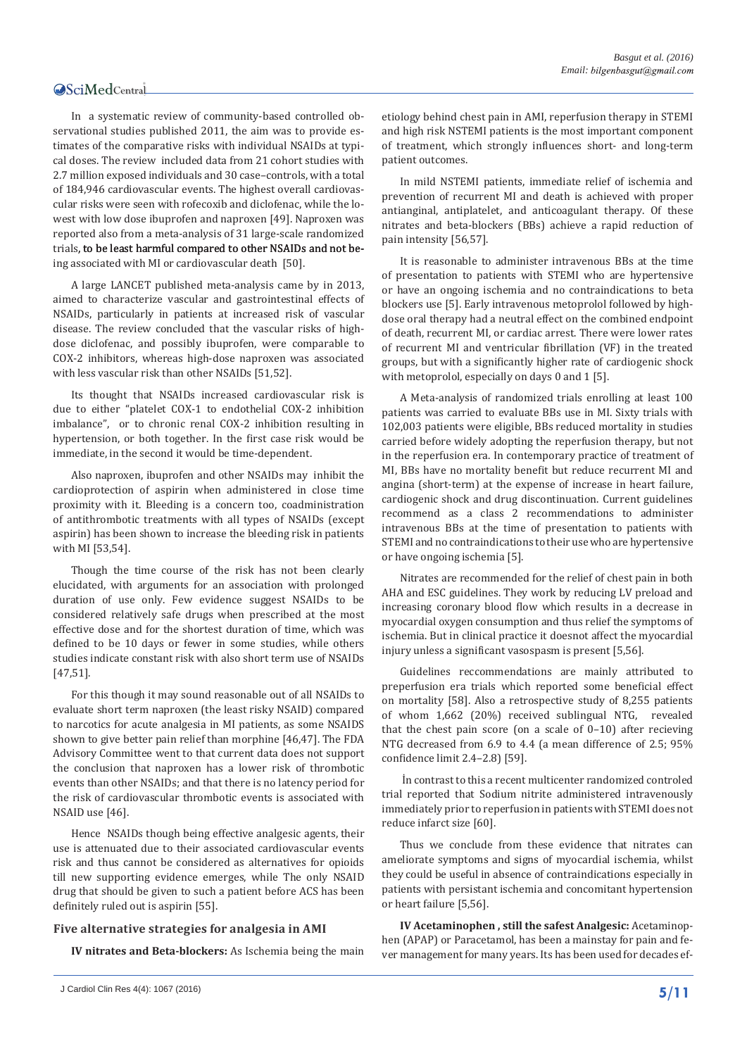In a systematic review of community-based controlled observational studies published 2011, the aim was to provide estimates of the comparative risks with individual NSAIDs at typical doses. The review included data from 21 cohort studies with 2.7 million exposed individuals and 30 case–controls, with a total of 184,946 cardiovascular events. The highest overall cardiovascular risks were seen with rofecoxib and diclofenac, while the lowest with low dose ibuprofen and naproxen [49]. Naproxen was reported also from a meta-analysis of 31 large-scale randomized trials, to be least harmful compared to other NSAIDs and not being associated with MI or cardiovascular death [50].

A large LANCET published meta-analysis came by in 2013, aimed to characterize vascular and gastrointestinal effects of NSAIDs, particularly in patients at increased risk of vascular disease. The review concluded that the vascular risks of high-dose diclofenac, and possibly ibuprofen, were comparable to COX-2 inhibitors, whereas high-dose naproxen was associated with less vascular risk than other NSAIDs [51,52].

Its thought that NSAIDs increased cardiovascular risk is due to either "platelet COX-1 to endothelial COX-2 inhibition imbalance", or to chronic renal COX-2 inhibition resulting in hypertension, or both together. In the first case risk would be immediate, in the second it would be time-dependent.

Also naproxen, ibuprofen and other NSAIDs may inhibit the cardioprotection of aspirin when administered in close time proximity with it. Bleeding is a concern too, coadministration of antithrombotic treatments with all types of NSAIDs (except aspirin) has been shown to increase the bleeding risk in patients with MI [53,54].

Though the time course of the risk has not been clearly elucidated, with arguments for an association with prolonged duration of use only. Few evidence suggest NSAIDs to be considered relatively safe drugs when prescribed at the most effective dose and for the shortest duration of time, which was defined to be 10 days or fewer in some studies, while others studies indicate constant risk with also short term use of NSAIDs [47,51].

For this though it may sound reasonable out of all NSAIDs to evaluate short term naproxen (the least risky NSAID) compared to narcotics for acute analgesia in MI patients, as some NSAIDS shown to give better pain relief than morphine [46,47]. The FDA Advisory Committee went to that current data does not support the conclusion that naproxen has a lower risk of thrombotic events than other NSAIDs; and that there is no latency period for the risk of cardiovascular thrombotic events is associated with NSAID use [46].

Hence NSAIDs though being effective analgesic agents, their use is attenuated due to their associated cardiovascular events risk and thus cannot be considered as alternatives for opioids till new supporting evidence emerges, while The only NSAID drug that should be given to such a patient before ACS has been definitely ruled out is aspirin [55].

## Five alternative strategies for analgesia in AMI

**IV nitrates and Beta-blockers:** As Ischemia being the main etiology behind chest pain in AMI, reperfusion therapy in STEMI and high risk NSTEMI patients is the most important component of treatment, which strongly influences short- and long-term patient outcomes.

In mild NSTEMI patients, immediate relief of ischemia and prevention of recurrent MI and death is achieved with proper antianginal, antiplatelet, and anticoagulant therapy. Of these nitrates and beta-blockers (BBs) achieve a rapid reduction of pain intensity [56,57].

It is reasonable to administer intravenous BBs at the time of presentation to patients with STEMI who are hypertensive or have an ongoing ischemia and no contraindications to beta blockers use [5]. Early intravenous metoprolol followed by high-dose oral therapy had a neutral effect on the combined endpoint of death, recurrent MI, or cardiac arrest. There were lower rates of recurrent MI and ventricular fibrillation (VF) in the treated groups, but with a significantly higher rate of cardiogenic shock with metoprolol, especially on days 0 and 1 [5].

A Meta-analysis of randomized trials enrolling at least 100 patients was carried to evaluate BBs use in MI. Sixty trials with 102,003 patients were eligible, BBs reduced mortality in studies carried before widely adopting the reperfusion therapy, but not in the reperfusion era. In contemporary practice of treatment of MI, BBs have no mortality benefit but reduce recurrent MI and angina (short-term) at the expense of increase in heart failure, cardiogenic shock and drug discontinuation. Current guidelines recommend as a class 2 recommendations to administer intravenous BBs at the time of presentation to patients with STEMI and no contraindications to their use who are hypertensive or have ongoing ischemia [5].

Nitrates are recommended for the relief of chest pain in both AHA and ESC guidelines. They work by reducing LV preload and increasing coronary blood flow which results in a decrease in myocardial oxygen consumption and thus relief the symptoms of ischemia. But in clinical practice it doesnot affect the myocardial injury unless a significant vasospasm is present [5,56].

Guidelines reccommendations are mainly attributed to preperfusion era trials which reported some beneficial effect on mortality [58]. Also a retrospective study of 8,255 patients of whom 1,662 (20%) received sublingual NTG, revealed that the chest pain score (on a scale of 0–10) after recieving NTG decreased from 6.9 to 4.4 (a mean difference of 2.5; 95% confidence limit 2.4–2.8) [59].

İn contrast to this a recent multicenter randomized controled trial reported that Sodium nitrite administered intravenously immediately prior to reperfusion in patients with STEMI does not reduce infarct size [60].

Thus we conclude from these evidence that nitrates can ameliorate symptoms and signs of myocardial ischemia, whilst they could be useful in absence of contraindications especially in patients with persistant ischemia and concomitant hypertension or heart failure [5,56].

**IV Acetaminophen , still the safest Analgesic:** Acetaminophen (APAP) or Paracetamol, has been a mainstay for pain and fever management for many years. Its has been used for decades ef-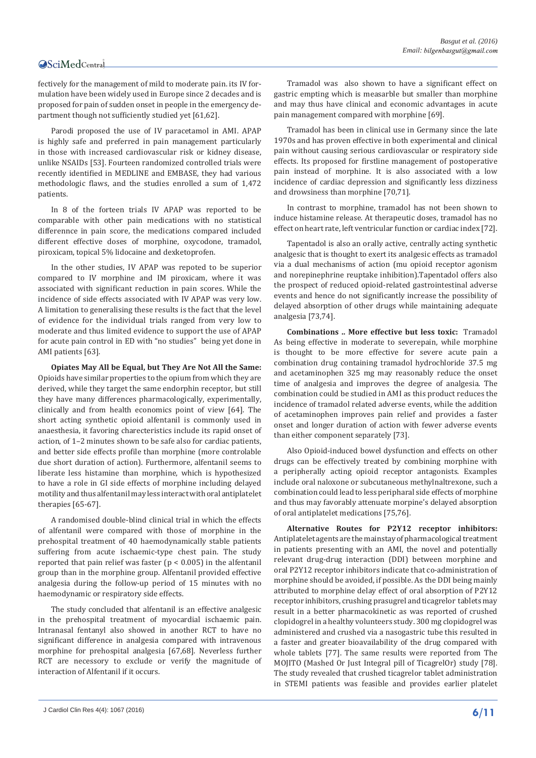fectively for the management of mild to moderate pain. its IV formulation have been widely used in Europe since 2 decades and is proposed for pain of sudden onset in people in the emergency department though not sufficiently studied yet [61,62].

Parodi proposed the use of IV paracetamol in AMI. APAP is highly safe and preferred in pain management particularly in those with increased cardiovascular risk or kidney disease, unlike NSAIDs [53]. Fourteen randomized controlled trials were recently identified in MEDLINE and EMBASE, they had various methodologic flaws, and the studies enrolled a sum of 1,472 patients.

In 8 of the forteen trials IV APAP was reported to be comparable with other pain medications with no statistical differennce in pain score, the medications compared included different effective doses of morphine, oxycodone, tramadol, piroxicam, topical 5% lidocaine and dexketoprofen.

In the other studies, IV APAP was repoted to be superior compared to IV morphine and IM piroxicam, where it was associated with significant reduction in pain scores. While the incidence of side effects associated with IV APAP was very low. A limitation to generalising these results is the fact that the level of evidence for the individual trials ranged from very low to moderate and thus limited evidence to support the use of APAP for acute pain control in ED with "no studies" being yet done in AMI patients [63].

**Opiates May All be Equal, but They Are Not All the Same:** Opioids have similar properties to the opium from which they are derived, while they target the same endorphin receptor, but still they have many differences pharmacologically, experimentally, clinically and from health economics point of view [64]. The short acting synthetic opioid alfentanil is commonly used in anaesthesia, it favoring charecteristics include its rapid onset of action, of 1–2 minutes shown to be safe also for cardiac patients, and better side effects profile than morphine (more controlable due short duration of action). Furthermore, alfentanil seems to liberate less histamine than morphine, which is hypothesized to have a role in GI side effects of morphine including delayed motility and thus alfentanil may less interact with oral antiplatelet therapies [65-67].

A randomised double-blind clinical trial in which the effects of alfentanil were compared with those of morphine in the prehospital treatment of 40 haemodynamically stable patients suffering from acute ischaemic-type chest pain. The study reported that pain relief was faster ($p < 0.005$) in the alfentanil group than in the morphine group. Alfentanil provided effective analgesia during the follow-up period of 15 minutes with no haemodynamic or respiratory side effects.

The study concluded that alfentanil is an effective analgesic in the prehospital treatment of myocardial ischaemic pain. Intranasal fentanyl also showed in another RCT to have no significant difference in analgesia compared with intravenous morphine for prehospital analgesia [67,68]. Neverless further RCT are necessary to exclude or verify the magnitude of interaction of Alfentanil if it occurs.

Tramadol was also shown to have a significant effect on gastric empting which is measarble but smaller than morphine and may thus have clinical and economic advantages in acute pain management compared with morphine [69].

Tramadol has been in clinical use in Germany since the late 1970s and has proven effective in both experimental and clinical pain without causing serious cardiovascular or respiratory side effects. Its proposed for firstline management of postoperative pain instead of morphine. It is also associated with a low incidence of cardiac depression and significantly less dizziness and drowsiness than morphine [70,71].

In contrast to morphine, tramadol has not been shown to induce histamine release. At therapeutic doses, tramadol has no effect on heart rate, left ventricular function or cardiac index [72].

Tapentadol is also an orally active, centrally acting synthetic analgesic that is thought to exert its analgesic effects as tramadol via a dual mechanisms of action (mu opioid receptor agonism and norepinephrine reuptake inhibition).Tapentadol offers also the prospect of reduced opioid-related gastrointestinal adverse events and hence do not significantly increase the possibility of delayed absorption of other drugs while maintaining adequate analgesia [73,74].

**Combinations .. More effective but less toxic:** Tramadol As being effective in moderate to severepain, while morphine is thought to be more effective for severe acute pain a combination drug containing tramadol hydrochloride 37.5 mg and acetaminophen 325 mg may reasonably reduce the onset time of analgesia and improves the degree of analgesia. The combination could be studied in AMI as this product reduces the incidence of tramadol related adverse events, while the addition of acetaminophen improves pain relief and provides a faster onset and longer duration of action with fewer adverse events than either component separately [73].

Also Opioid-induced bowel dysfunction and effects on other drugs can be effectively treated by combining morphine with a peripherally acting opioid receptor antagonists. Examples include oral naloxone or subcutaneous methylnaltrexone, such a combination could lead to less peripharal side effects of morphine and thus may favorably attenuate morpine's delayed absorption of oral antiplatelet medications [75,76].

**Alternative Routes for P2Y12 receptor inhibitors:** Antiplatelet agents are the mainstay of pharmacological treatment in patients presenting with an AMI, the novel and potentially relevant drug-drug interaction (DDI) between morphine and oral P2Y12 receptor inhibitors indicate that co-administration of morphine should be avoided, if possible. As the DDI being mainly attributed to morphine delay effect of oral absorption of P2Y12 receptor inhibitors, crushing prasugrel and ticagrelor tablets may result in a better pharmacokinetic as was reported of crushed clopidogrel in a healthy volunteers study. 300 mg clopidogrel was administered and crushed via a nasogastric tube this resulted in a faster and greater bioavailability of the drug compared with whole tablets [77]. The same results were reported from The MOJITO (Mashed Or Just Integral pill of TicagrelOr) study [78]. The study revealed that crushed ticagrelor tablet administration in STEMI patients was feasible and provides earlier platelet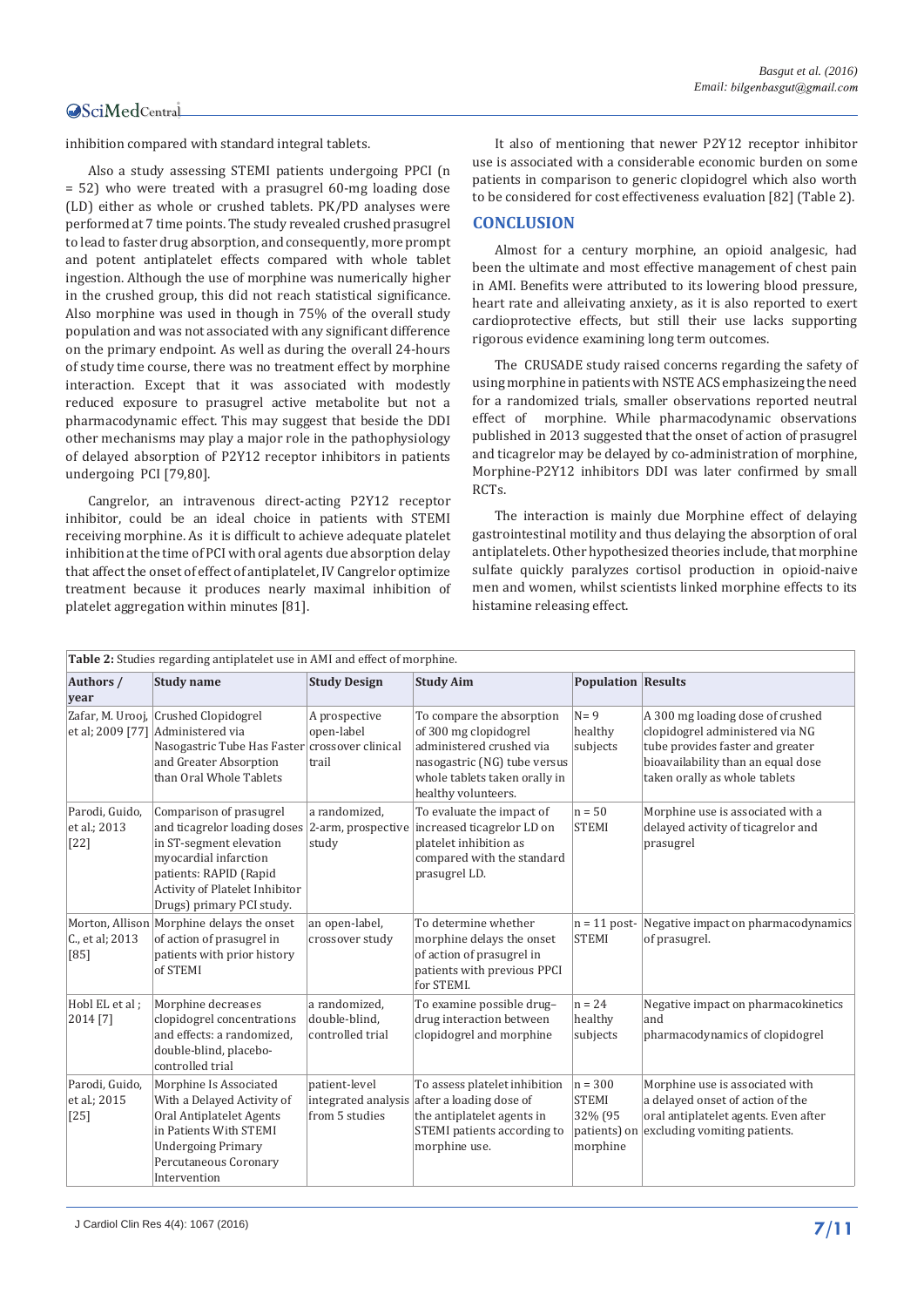inhibition compared with standard integral tablets.

Also a study assessing STEMI patients undergoing PPCI (n = 52) who were treated with a prasugrel 60-mg loading dose (LD) either as whole or crushed tablets. PK/PD analyses were performed at 7 time points. The study revealed crushed prasugrel to lead to faster drug absorption, and consequently, more prompt and potent antiplatelet effects compared with whole tablet ingestion. Although the use of morphine was numerically higher in the crushed group, this did not reach statistical significance. Also morphine was used in though in 75% of the overall study population and was not associated with any significant difference on the primary endpoint. As well as during the overall 24-hours of study time course, there was no treatment effect by morphine interaction. Except that it was associated with modestly reduced exposure to prasugrel active metabolite but not a pharmacodynamic effect. This may suggest that beside the DDI other mechanisms may play a major role in the pathophysiology of delayed absorption of P2Y12 receptor inhibitors in patients undergoing PCI [79,80].

Cangrelor, an intravenous direct-acting P2Y12 receptor inhibitor, could be an ideal choice in patients with STEMI receiving morphine. As it is difficult to achieve adequate platelet inhibition at the time of PCI with oral agents due absorption delay that affect the onset of effect of antiplatelet, IV Cangrelor optimize treatment because it produces nearly maximal inhibition of platelet aggregation within minutes [81].

It also of mentioning that newer P2Y12 receptor inhibitor use is associated with a considerable economic burden on some patients in comparison to generic clopidogrel which also worth to be considered for cost effectiveness evaluation [82] (Table 2).

## CONCLUSION

Almost for a century morphine, an opioid analgesic, had been the ultimate and most effective management of chest pain in AMI. Benefits were attributed to its lowering blood pressure, heart rate and alleviating anxiety, as it is also reported to exert cardioprotective effects, but still their use lacks supporting rigorous evidence examining long term outcomes.

The CRUSADE study raised concerns regarding the safety of using morphine in patients with NSTE ACS emphasizeing the need for a randomized trials, smaller observations reported neutral effect of morphine. While pharmacodynamic observations published in 2013 suggested that the onset of action of prasugrel and ticagrelor may be delayed by co-administration of morphine, Morphine-P2Y12 inhibitors DDI was later confirmed by small RCTs.

The interaction is mainly due Morphine effect of delaying gastrointestinal motility and thus delaying the absorption of oral antiplatelets. Other hypothesized theories include, that morphine sulfate quickly paralyzes cortisol production in opioid-naive men and women, whilst scientists linked morphine effects to its histamine releasing effect.

**Table 2:** Studies regarding antiplatelet use in AMI and effect of morphine.

| Authors / year | Study name | Study Design | Study Aim | Population | Results |
|---|---|---|---|---|---|
| Zafar, M. Urooj, et al; 2009 [77] | Crushed Clopidogrel Administered via Nasogastric Tube Has Faster and Greater Absorption than Oral Whole Tablets | A prospective open-label crossover clinical trail | To compare the absorption of 300 mg clopidogrel administered crushed via nasogastric (NG) tube versus whole tablets taken orally in healthy volunteers. | N= 9 healthy subjects | A 300 mg loading dose of crushed clopidogrel administered via NG tube provides faster and greater bioavailability than an equal dose taken orally as whole tablets |
| Parodi, Guido, et al.; 2013 [22] | Comparison of prasugrel and ticagrelor loading doses in ST-segment elevation myocardial infarction patients: RAPID (Rapid Activity of Platelet Inhibitor Drugs) primary PCI study. | a randomized, 2-arm, prospective study | To evaluate the impact of increased ticagrelor LD on platelet inhibition as compared with the standard prasugrel LD. | n = 50 STEMI | Morphine use is associated with a delayed activity of ticagrelor and prasugrel |
| Morton, Allison C., et al; 2013 [85] | Morphine delays the onset of action of prasugrel in patients with prior history of STEMI | an open-label, crossover study | To determine whether morphine delays the onset of action of prasugrel in patients with previous PPCI for STEMI. | n = 11 post-STEMI | Negative impact on pharmacodynamics of prasugrel. |
| Hobl EL et al ; 2014 [7] | Morphine decreases clopidogrel concentrations and effects: a randomized, double-blind, placebo-controlled trial | a randomized, double-blind, controlled trial | To examine possible drug–drug interaction between clopidogrel and morphine | n = 24 healthy subjects | Negative impact on pharmacokinetics and pharmacodynamics of clopidogrel |
| Parodi, Guido, et al.; 2015 [25] | Morphine Is Associated With a Delayed Activity of Oral Antiplatelet Agents in Patients With STEMI Undergoing Primary Percutaneous Coronary Intervention | patient-level integrated analysis from 5 studies | To assess platelet inhibition after a loading dose of the antiplatelet agents in STEMI patients according to morphine use. | n = 300 STEMI 32% (95 patients) on morphine | Morphine use is associated with a delayed onset of action of the oral antiplatelet agents. Even after excluding vomiting patients. |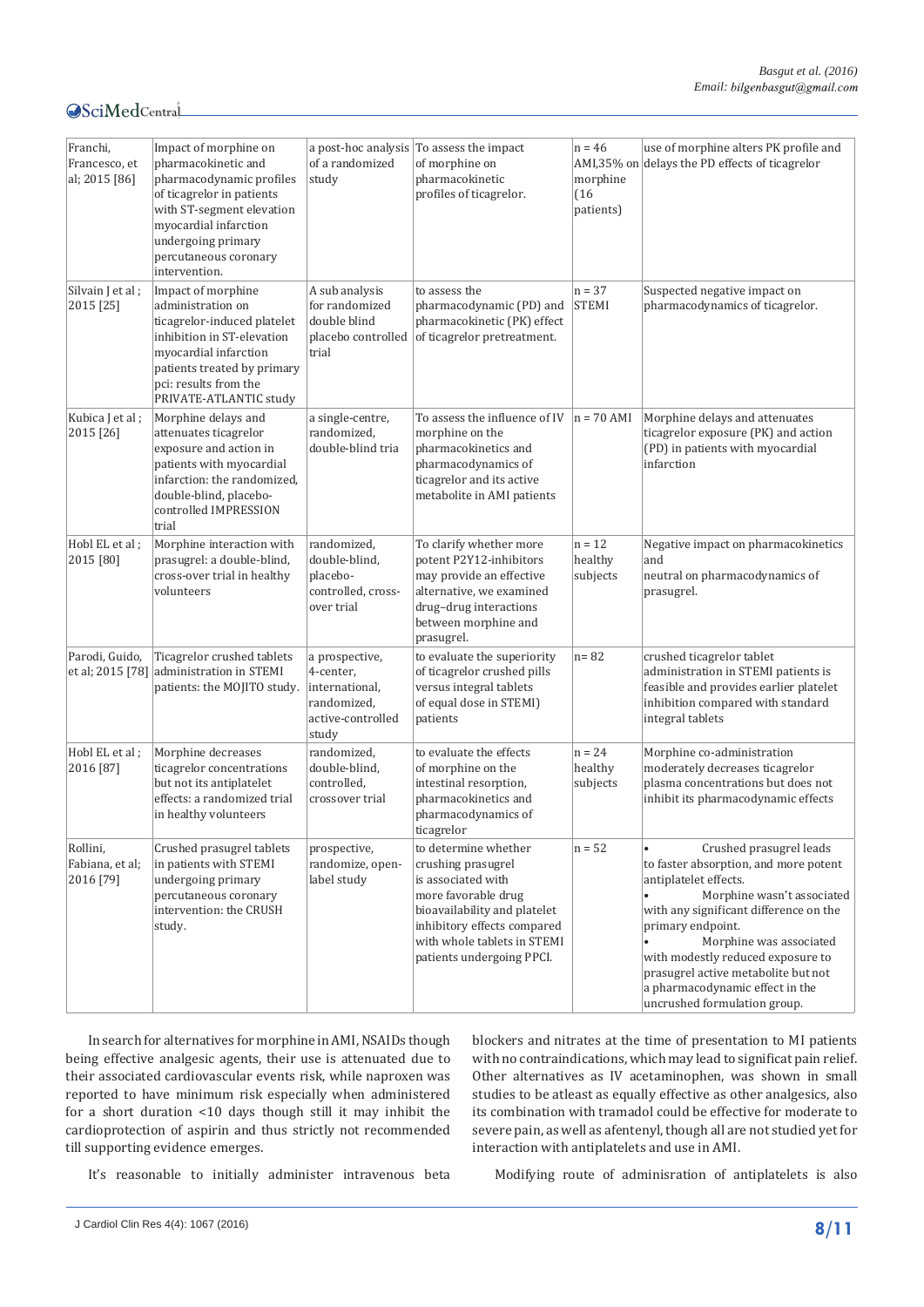| | | | | | |
|---|---|---|---|---|---|
| Franchi, Francesco, et al; 2015 [86] | Impact of morphine on pharmacokinetic and pharmacodynamic profiles of ticagrelor in patients with ST-segment elevation myocardial infarction undergoing primary percutaneous coronary intervention. | a post-hoc analysis of a randomized study | To assess the impact of morphine on pharmacokinetic profiles of ticagrelor. | n = 46 AMI,35% on morphine (16 patients) | use of morphine alters PK profile and delays the PD effects of ticagrelor |
| Silvain J et al ; 2015 [25] | Impact of morphine administration on ticagrelor-induced platelet inhibition in ST-elevation myocardial infarction patients treated by primary pci: results from the PRIVATE-ATLANTIC study | A sub analysis for randomized double blind placebo controlled trial | to assess the pharmacodynamic (PD) and pharmacokinetic (PK) effect of ticagrelor pretreatment. | n = 37 STEMI | Suspected negative impact on pharmacodynamics of ticagrelor. |
| Kubica J et al ; 2015 [26] | Morphine delays and attenuates ticagrelor exposure and action in patients with myocardial infarction: the randomized, double-blind, placebo-controlled IMPRESSION trial | a single-centre, randomized, double-blind tria | To assess the influence of IV morphine on the pharmacokinetics and pharmacodynamics of ticagrelor and its active metabolite in AMI patients | n = 70 AMI | Morphine delays and attenuates ticagrelor exposure (PK) and action (PD) in patients with myocardial infarction |
| Hobl EL et al ; 2015 [80] | Morphine interaction with prasugrel: a double-blind, cross-over trial in healthy volunteers | randomized, double-blind, placebo-controlled, cross-over trial | To clarify whether more potent P2Y12-inhibitors may provide an effective alternative, we examined drug–drug interactions between morphine and prasugrel. | n = 12 healthy subjects | Negative impact on pharmacokinetics and neutral on pharmacodynamics of prasugrel. |
| Parodi, Guido, et al; 2015 [78] | Ticagrelor crushed tablets administration in STEMI patients: the MOJITO study. | a prospective, 4-center, international, randomized, active-controlled study | to evaluate the superiority of ticagrelor crushed pills versus integral tablets of equal dose in STEMI) patients | n= 82 | crushed ticagrelor tablet administration in STEMI patients is feasible and provides earlier platelet inhibition compared with standard integral tablets |
| Hobl EL et al ; 2016 [87] | Morphine decreases ticagrelor concentrations but not its antiplatelet effects: a randomized trial in healthy volunteers | randomized, double-blind, controlled, crossover trial | to evaluate the effects of morphine on the intestinal resorption, pharmacokinetics and pharmacodynamics of ticagrelor | n = 24 healthy subjects | Morphine co-administration moderately decreases ticagrelor plasma concentrations but does not inhibit its pharmacodynamic effects |
| Rollini, Fabiana, et al; 2016 [79] | Crushed prasugrel tablets in patients with STEMI undergoing primary percutaneous coronary intervention: the CRUSH study. | prospective, randomize, open-label study | to determine whether crushing prasugrel is associated with more favorable drug bioavailability and platelet inhibitory effects compared with whole tablets in STEMI patients undergoing PPCI. | n = 52 | • Crushed prasugrel leads to faster absorption, and more potent antiplatelet effects. • Morphine wasn't associated with any significant difference on the primary endpoint. • Morphine was associated with modestly reduced exposure to prasugrel active metabolite but not a pharmacodynamic effect in the uncrushed formulation group. |

In search for alternatives for morphine in AMI, NSAIDs though being effective analgesic agents, their use is attenuated due to their associated cardiovascular events risk, while naproxen was reported to have minimum risk especially when administered for a short duration <10 days though still it may inhibit the cardioprotection of aspirin and thus strictly not recommended till supporting evidence emerges.

It's reasonable to initially administer intravenous beta blockers and nitrates at the time of presentation to MI patients with no contraindications, which may lead to significat pain relief. Other alternatives as IV acetaminophen, was shown in small studies to be atleast as equally effective as other analgesics, also its combination with tramadol could be effective for moderate to severe pain, as well as afentenyl, though all are not studied yet for interaction with antiplatelets and use in AMI.

Modifying route of adminisration of antiplatelets is also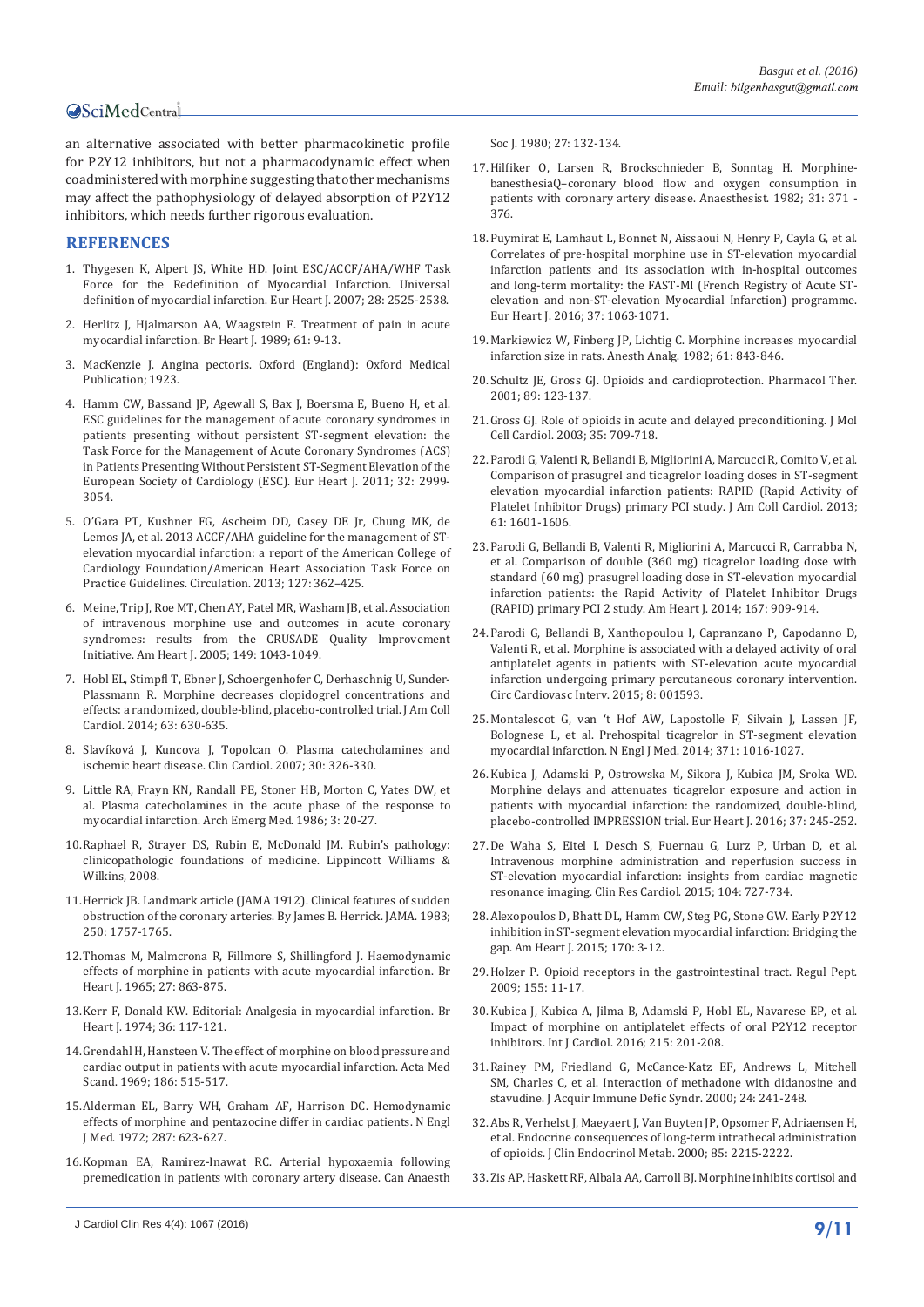an alternative associated with better pharmacokinetic profile for P2Y12 inhibitors, but not a pharmacodynamic effect when coadministered with morphine suggesting that other mechanisms may affect the pathophysiology of delayed absorption of P2Y12 inhibitors, which needs further rigorous evaluation.

## REFERENCES

1. Thygesen K, Alpert JS, White HD. Joint ESC/ACCF/AHA/WHF Task Force for the Redefinition of Myocardial Infarction. Universal definition of myocardial infarction. Eur Heart J. 2007; 28: 2525-2538.
2. Herlitz J, Hjalmarson AA, Waagstein F. Treatment of pain in acute myocardial infarction. Br Heart J. 1989; 61: 9-13.
3. MacKenzie J. Angina pectoris. Oxford (England): Oxford Medical Publication; 1923.
4. Hamm CW, Bassand JP, Agewall S, Bax J, Boersma E, Bueno H, et al. ESC guidelines for the management of acute coronary syndromes in patients presenting without persistent ST-segment elevation: the Task Force for the Management of Acute Coronary Syndromes (ACS) in Patients Presenting Without Persistent ST-Segment Elevation of the European Society of Cardiology (ESC). Eur Heart J. 2011; 32: 2999-3054.
5. O'Gara PT, Kushner FG, Ascheim DD, Casey DE Jr, Chung MK, de Lemos JA, et al. 2013 ACCF/AHA guideline for the management of ST-elevation myocardial infarction: a report of the American College of Cardiology Foundation/American Heart Association Task Force on Practice Guidelines. Circulation. 2013; 127: 362–425.
6. Meine, Trip J, Roe MT, Chen AY, Patel MR, Washam JB, et al. Association of intravenous morphine use and outcomes in acute coronary syndromes: results from the CRUSADE Quality Improvement Initiative. Am Heart J. 2005; 149: 1043-1049.
7. Hobl EL, Stimpfl T, Ebner J, Schoergenhofer C, Derhaschnig U, Sunder-Plassmann R. Morphine decreases clopidogrel concentrations and effects: a randomized, double-blind, placebo-controlled trial. J Am Coll Cardiol. 2014; 63: 630-635.
8. Slavíková J, Kuncova J, Topolcan O. Plasma catecholamines and ischemic heart disease. Clin Cardiol. 2007; 30: 326-330.
9. Little RA, Frayn KN, Randall PE, Stoner HB, Morton C, Yates DW, et al. Plasma catecholamines in the acute phase of the response to myocardial infarction. Arch Emerg Med. 1986; 3: 20-27.
10. Raphael R, Strayer DS, Rubin E, McDonald JM. Rubin's pathology: clinicopathologic foundations of medicine. Lippincott Williams & Wilkins, 2008.
11. Herrick JB. Landmark article (JAMA 1912). Clinical features of sudden obstruction of the coronary arteries. By James B. Herrick. JAMA. 1983; 250: 1757-1765.
12. Thomas M, Malmcrona R, Fillmore S, Shillingford J. Haemodynamic effects of morphine in patients with acute myocardial infarction. Br Heart J. 1965; 27: 863-875.
13. Kerr F, Donald KW. Editorial: Analgesia in myocardial infarction. Br Heart J. 1974; 36: 117-121.
14. Grendahl H, Hansteen V. The effect of morphine on blood pressure and cardiac output in patients with acute myocardial infarction. Acta Med Scand. 1969; 186: 515-517.
15. Alderman EL, Barry WH, Graham AF, Harrison DC. Hemodynamic effects of morphine and pentazocine differ in cardiac patients. N Engl J Med. 1972; 287: 623-627.
16. Kopman EA, Ramirez-Inawat RC. Arterial hypoxaemia following premedication in patients with coronary artery disease. Can Anaesth Soc J. 1980; 27: 132-134.
17. Hilfiker O, Larsen R, Brockschnieder B, Sonntag H. Morphine-banesthesiaQ–coronary blood flow and oxygen consumption in patients with coronary artery disease. Anaesthesist. 1982; 31: 371 - 376.
18. Puymirat E, Lamhaut L, Bonnet N, Aissaoui N, Henry P, Cayla G, et al. Correlates of pre-hospital morphine use in ST-elevation myocardial infarction patients and its association with in-hospital outcomes and long-term mortality: the FAST-MI (French Registry of Acute ST-elevation and non-ST-elevation Myocardial Infarction) programme. Eur Heart J. 2016; 37: 1063-1071.
19. Markiewicz W, Finberg JP, Lichtig C. Morphine increases myocardial infarction size in rats. Anesth Analg. 1982; 61: 843-846.
20. Schultz JE, Gross GJ. Opioids and cardioprotection. Pharmacol Ther. 2001; 89: 123-137.
21. Gross GJ. Role of opioids in acute and delayed preconditioning. J Mol Cell Cardiol. 2003; 35: 709-718.
22. Parodi G, Valenti R, Bellandi B, Migliorini A, Marcucci R, Comito V, et al. Comparison of prasugrel and ticagrelor loading doses in ST-segment elevation myocardial infarction patients: RAPID (Rapid Activity of Platelet Inhibitor Drugs) primary PCI study. J Am Coll Cardiol. 2013; 61: 1601-1606.
23. Parodi G, Bellandi B, Valenti R, Migliorini A, Marcucci R, Carrabba N, et al. Comparison of double (360 mg) ticagrelor loading dose with standard (60 mg) prasugrel loading dose in ST-elevation myocardial infarction patients: the Rapid Activity of Platelet Inhibitor Drugs (RAPID) primary PCI 2 study. Am Heart J. 2014; 167: 909-914.
24. Parodi G, Bellandi B, Xanthopoulou I, Capranzano P, Capodanno D, Valenti R, et al. Morphine is associated with a delayed activity of oral antiplatelet agents in patients with ST-elevation acute myocardial infarction undergoing primary percutaneous coronary intervention. Circ Cardiovasc Interv. 2015; 8: 001593.
25. Montalescot G, van 't Hof AW, Lapostolle F, Silvain J, Lassen JF, Bolognese L, et al. Prehospital ticagrelor in ST-segment elevation myocardial infarction. N Engl J Med. 2014; 371: 1016-1027.
26. Kubica J, Adamski P, Ostrowska M, Sikora J, Kubica JM, Sroka WD. Morphine delays and attenuates ticagrelor exposure and action in patients with myocardial infarction: the randomized, double-blind, placebo-controlled IMPRESSION trial. Eur Heart J. 2016; 37: 245-252.
27. De Waha S, Eitel I, Desch S, Fuernau G, Lurz P, Urban D, et al. Intravenous morphine administration and reperfusion success in ST-elevation myocardial infarction: insights from cardiac magnetic resonance imaging. Clin Res Cardiol. 2015; 104: 727-734.
28. Alexopoulos D, Bhatt DL, Hamm CW, Steg PG, Stone GW. Early P2Y12 inhibition in ST-segment elevation myocardial infarction: Bridging the gap. Am Heart J. 2015; 170: 3-12.
29. Holzer P. Opioid receptors in the gastrointestinal tract. Regul Pept. 2009; 155: 11-17.
30. Kubica J, Kubica A, Jilma B, Adamski P, Hobl EL, Navarese EP, et al. Impact of morphine on antiplatelet effects of oral P2Y12 receptor inhibitors. Int J Cardiol. 2016; 215: 201-208.
31. Rainey PM, Friedland G, McCance-Katz EF, Andrews L, Mitchell SM, Charles C, et al. Interaction of methadone with didanosine and stavudine. J Acquir Immune Defic Syndr. 2000; 24: 241-248.
32. Abs R, Verhelst J, Maeyaert J, Van Buyten JP, Opsomer F, Adriaensen H, et al. Endocrine consequences of long-term intrathecal administration of opioids. J Clin Endocrinol Metab. 2000; 85: 2215-2222.
33. Zis AP, Haskett RF, Albala AA, Carroll BJ. Morphine inhibits cortisol and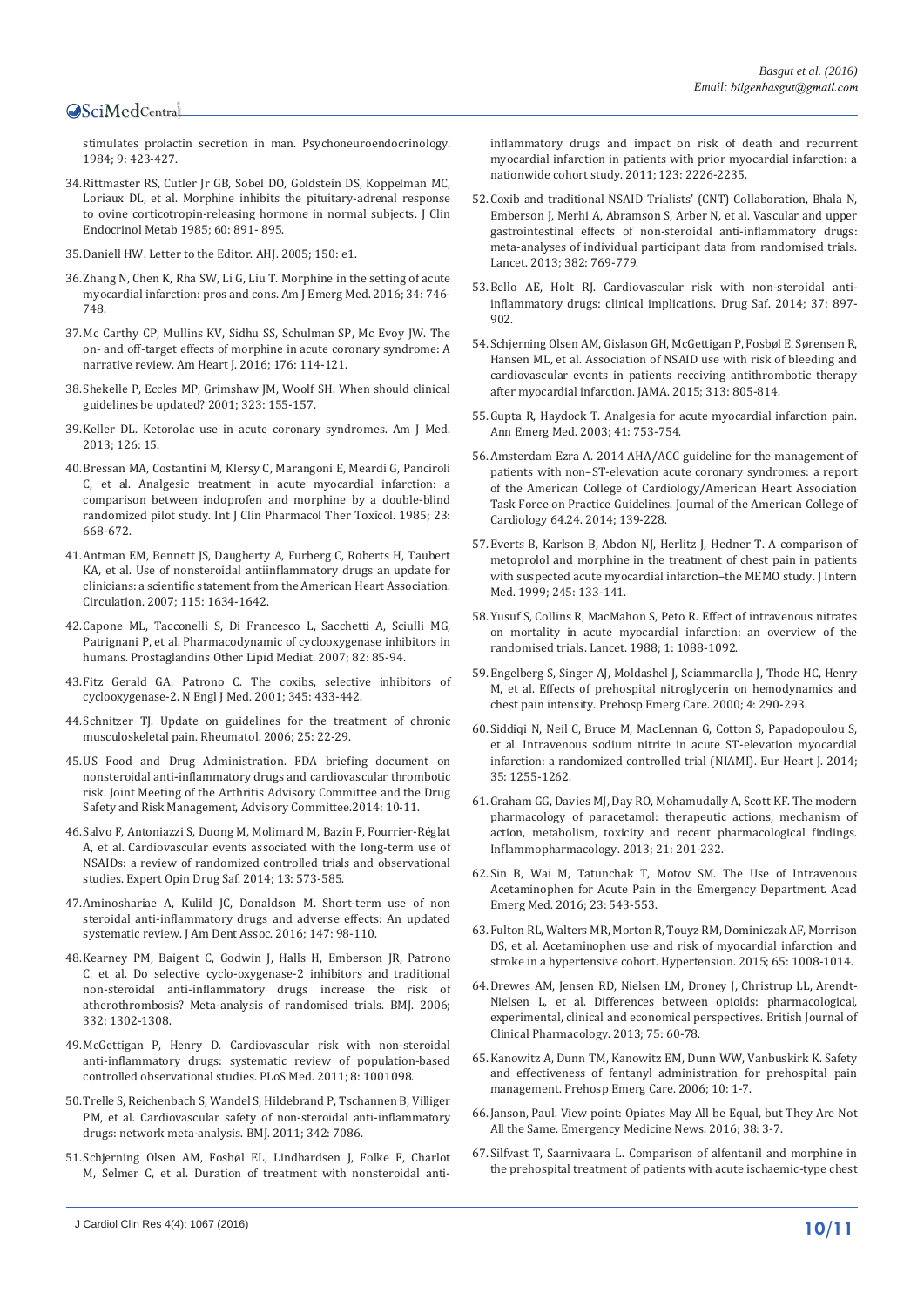stimulates prolactin secretion in man. Psychoneuroendocrinology. 1984; 9: 423-427.

34. Rittmaster RS, Cutler Jr GB, Sobel DO, Goldstein DS, Koppelman MC, Loriaux DL, et al. Morphine inhibits the pituitary-adrenal response to ovine corticotropin-releasing hormone in normal subjects. J Clin Endocrinol Metab 1985; 60: 891- 895.

35. Daniell HW. Letter to the Editor. AHJ. 2005; 150: e1.

36. Zhang N, Chen K, Rha SW, Li G, Liu T. Morphine in the setting of acute myocardial infarction: pros and cons. Am J Emerg Med. 2016; 34: 746-748.

37. Mc Carthy CP, Mullins KV, Sidhu SS, Schulman SP, Mc Evoy JW. The on- and off-target effects of morphine in acute coronary syndrome: A narrative review. Am Heart J. 2016; 176: 114-121.

38. Shekelle P, Eccles MP, Grimshaw JM, Woolf SH. When should clinical guidelines be updated? 2001; 323: 155-157.

39. Keller DL. Ketorolac use in acute coronary syndromes. Am J Med. 2013; 126: 15.

40. Bressan MA, Costantini M, Klersy C, Marangoni E, Meardi G, Panciroli C, et al. Analgesic treatment in acute myocardial infarction: a comparison between indoprofen and morphine by a double-blind randomized pilot study. Int J Clin Pharmacol Ther Toxicol. 1985; 23: 668-672.

41. Antman EM, Bennett JS, Daugherty A, Furberg C, Roberts H, Taubert KA, et al. Use of nonsteroidal antiinflammatory drugs an update for clinicians: a scientific statement from the American Heart Association. Circulation. 2007; 115: 1634-1642.

42. Capone ML, Tacconelli S, Di Francesco L, Sacchetti A, Sciulli MG, Patrignani P, et al. Pharmacodynamic of cyclooxygenase inhibitors in humans. Prostaglandins Other Lipid Mediat. 2007; 82: 85-94.

43. Fitz Gerald GA, Patrono C. The coxibs, selective inhibitors of cyclooxygenase-2. N Engl J Med. 2001; 345: 433-442.

44. Schnitzer TJ. Update on guidelines for the treatment of chronic musculoskeletal pain. Rheumatol. 2006; 25: 22-29.

45. US Food and Drug Administration. FDA briefing document on nonsteroidal anti-inflammatory drugs and cardiovascular thrombotic risk. Joint Meeting of the Arthritis Advisory Committee and the Drug Safety and Risk Management, Advisory Committee.2014: 10-11.

46. Salvo F, Antoniazzi S, Duong M, Molimard M, Bazin F, Fourrier-Réglat A, et al. Cardiovascular events associated with the long-term use of NSAIDs: a review of randomized controlled trials and observational studies. Expert Opin Drug Saf. 2014; 13: 573-585.

47. Aminoshariae A, Kulild JC, Donaldson M. Short-term use of non steroidal anti-inflammatory drugs and adverse effects: An updated systematic review. J Am Dent Assoc. 2016; 147: 98-110.

48. Kearney PM, Baigent C, Godwin J, Halls H, Emberson JR, Patrono C, et al. Do selective cyclo-oxygenase-2 inhibitors and traditional non-steroidal anti-inflammatory drugs increase the risk of atherothrombosis? Meta-analysis of randomised trials. BMJ. 2006; 332: 1302-1308.

49. McGettigan P, Henry D. Cardiovascular risk with non-steroidal anti-inflammatory drugs: systematic review of population-based controlled observational studies. PLoS Med. 2011; 8: 1001098.

50. Trelle S, Reichenbach S, Wandel S, Hildebrand P, Tschannen B, Villiger PM, et al. Cardiovascular safety of non-steroidal anti-inflammatory drugs: network meta-analysis. BMJ. 2011; 342: 7086.

51. Schjerning Olsen AM, Fosbøl EL, Lindhardsen J, Folke F, Charlot M, Selmer C, et al. Duration of treatment with nonsteroidal anti-inflammatory drugs and impact on risk of death and recurrent myocardial infarction in patients with prior myocardial infarction: a nationwide cohort study. 2011; 123: 2226-2235.

52. Coxib and traditional NSAID Trialists' (CNT) Collaboration, Bhala N, Emberson J, Merhi A, Abramson S, Arber N, et al. Vascular and upper gastrointestinal effects of non-steroidal anti-inflammatory drugs: meta-analyses of individual participant data from randomised trials. Lancet. 2013; 382: 769-779.

53. Bello AE, Holt RJ. Cardiovascular risk with non-steroidal anti-inflammatory drugs: clinical implications. Drug Saf. 2014; 37: 897-902.

54. Schjerning Olsen AM, Gislason GH, McGettigan P, Fosbøl E, Sørensen R, Hansen ML, et al. Association of NSAID use with risk of bleeding and cardiovascular events in patients receiving antithrombotic therapy after myocardial infarction. JAMA. 2015; 313: 805-814.

55. Gupta R, Haydock T. Analgesia for acute myocardial infarction pain. Ann Emerg Med. 2003; 41: 753-754.

56. Amsterdam Ezra A. 2014 AHA/ACC guideline for the management of patients with non–ST-elevation acute coronary syndromes: a report of the American College of Cardiology/American Heart Association Task Force on Practice Guidelines. Journal of the American College of Cardiology 64.24. 2014; 139-228.

57. Everts B, Karlson B, Abdon NJ, Herlitz J, Hedner T. A comparison of metoprolol and morphine in the treatment of chest pain in patients with suspected acute myocardial infarction–the MEMO study. J Intern Med. 1999; 245: 133-141.

58. Yusuf S, Collins R, MacMahon S, Peto R. Effect of intravenous nitrates on mortality in acute myocardial infarction: an overview of the randomised trials. Lancet. 1988; 1: 1088-1092.

59. Engelberg S, Singer AJ, Moldashel J, Sciammarella J, Thode HC, Henry M, et al. Effects of prehospital nitroglycerin on hemodynamics and chest pain intensity. Prehosp Emerg Care. 2000; 4: 290-293.

60. Siddiqi N, Neil C, Bruce M, MacLennan G, Cotton S, Papadopoulou S, et al. Intravenous sodium nitrite in acute ST-elevation myocardial infarction: a randomized controlled trial (NIAMI). Eur Heart J. 2014; 35: 1255-1262.

61. Graham GG, Davies MJ, Day RO, Mohamudally A, Scott KF. The modern pharmacology of paracetamol: therapeutic actions, mechanism of action, metabolism, toxicity and recent pharmacological findings. Inflammopharmacology. 2013; 21: 201-232.

62. Sin B, Wai M, Tatunchak T, Motov SM. The Use of Intravenous Acetaminophen for Acute Pain in the Emergency Department. Acad Emerg Med. 2016; 23: 543-553.

63. Fulton RL, Walters MR, Morton R, Touyz RM, Dominiczak AF, Morrison DS, et al. Acetaminophen use and risk of myocardial infarction and stroke in a hypertensive cohort. Hypertension. 2015; 65: 1008-1014.

64. Drewes AM, Jensen RD, Nielsen LM, Droney J, Christrup LL, Arendt-Nielsen L, et al. Differences between opioids: pharmacological, experimental, clinical and economical perspectives. British Journal of Clinical Pharmacology. 2013; 75: 60-78.

65. Kanowitz A, Dunn TM, Kanowitz EM, Dunn WW, Vanbuskirk K. Safety and effectiveness of fentanyl administration for prehospital pain management. Prehosp Emerg Care. 2006; 10: 1-7.

66. Janson, Paul. View point: Opiates May All be Equal, but They Are Not All the Same. Emergency Medicine News. 2016; 38: 3-7.

67. Silfvast T, Saarnivaara L. Comparison of alfentanil and morphine in the prehospital treatment of patients with acute ischaemic-type chest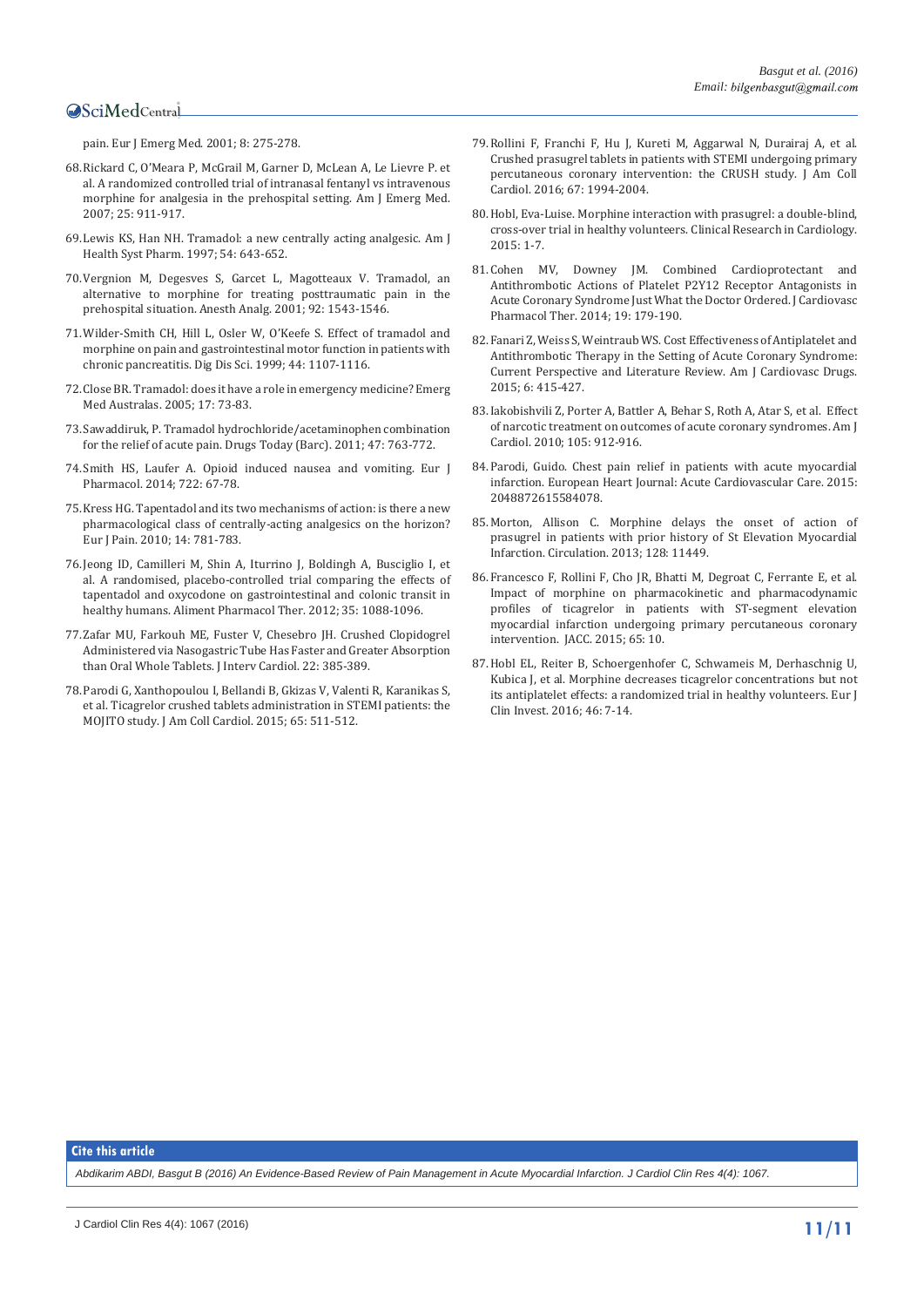pain. Eur J Emerg Med. 2001; 8: 275-278.

68. Rickard C, O'Meara P, McGrail M, Garner D, McLean A, Le Lievre P. et al. A randomized controlled trial of intranasal fentanyl vs intravenous morphine for analgesia in the prehospital setting. Am J Emerg Med. 2007; 25: 911-917.

69. Lewis KS, Han NH. Tramadol: a new centrally acting analgesic. Am J Health Syst Pharm. 1997; 54: 643-652.

70. Vergnion M, Degesves S, Garcet L, Magotteaux V. Tramadol, an alternative to morphine for treating posttraumatic pain in the prehospital situation. Anesth Analg. 2001; 92: 1543-1546.

71. Wilder-Smith CH, Hill L, Osler W, O'Keefe S. Effect of tramadol and morphine on pain and gastrointestinal motor function in patients with chronic pancreatitis. Dig Dis Sci. 1999; 44: 1107-1116.

72. Close BR. Tramadol: does it have a role in emergency medicine? Emerg Med Australas. 2005; 17: 73-83.

73. Sawaddiruk, P. Tramadol hydrochloride/acetaminophen combination for the relief of acute pain. Drugs Today (Barc). 2011; 47: 763-772.

74. Smith HS, Laufer A. Opioid induced nausea and vomiting. Eur J Pharmacol. 2014; 722: 67-78.

75. Kress HG. Tapentadol and its two mechanisms of action: is there a new pharmacological class of centrally-acting analgesics on the horizon? Eur J Pain. 2010; 14: 781-783.

76. Jeong ID, Camilleri M, Shin A, Iturrino J, Boldingh A, Busciglio I, et al. A randomised, placebo-controlled trial comparing the effects of tapentadol and oxycodone on gastrointestinal and colonic transit in healthy humans. Aliment Pharmacol Ther. 2012; 35: 1088-1096.

77. Zafar MU, Farkouh ME, Fuster V, Chesebro JH. Crushed Clopidogrel Administered via Nasogastric Tube Has Faster and Greater Absorption than Oral Whole Tablets. J Interv Cardiol. 22: 385-389.

78. Parodi G, Xanthopoulou I, Bellandi B, Gkizas V, Valenti R, Karanikas S, et al. Ticagrelor crushed tablets administration in STEMI patients: the MOJITO study. J Am Coll Cardiol. 2015; 65: 511-512.

79. Rollini F, Franchi F, Hu J, Kureti M, Aggarwal N, Durairaj A, et al. Crushed prasugrel tablets in patients with STEMI undergoing primary percutaneous coronary intervention: the CRUSH study. J Am Coll Cardiol. 2016; 67: 1994-2004.

80. Hobl, Eva-Luise. Morphine interaction with prasugrel: a double-blind, cross-over trial in healthy volunteers. Clinical Research in Cardiology. 2015: 1-7.

81. Cohen MV, Downey JM. Combined Cardioprotectant and Antithrombotic Actions of Platelet P2Y12 Receptor Antagonists in Acute Coronary Syndrome Just What the Doctor Ordered. J Cardiovasc Pharmacol Ther. 2014; 19: 179-190.

82. Fanari Z, Weiss S, Weintraub WS. Cost Effectiveness of Antiplatelet and Antithrombotic Therapy in the Setting of Acute Coronary Syndrome: Current Perspective and Literature Review. Am J Cardiovasc Drugs. 2015; 6: 415-427.

83. Iakobishvili Z, Porter A, Battler A, Behar S, Roth A, Atar S, et al. Effect of narcotic treatment on outcomes of acute coronary syndromes. Am J Cardiol. 2010; 105: 912-916.

84. Parodi, Guido. Chest pain relief in patients with acute myocardial infarction. European Heart Journal: Acute Cardiovascular Care. 2015: 2048872615584078.

85. Morton, Allison C. Morphine delays the onset of action of prasugrel in patients with prior history of St Elevation Myocardial Infarction. Circulation. 2013; 128: 11449.

86. Francesco F, Rollini F, Cho JR, Bhatti M, Degroat C, Ferrante E, et al. Impact of morphine on pharmacokinetic and pharmacodynamic profiles of ticagrelor in patients with ST-segment elevation myocardial infarction undergoing primary percutaneous coronary intervention. JACC. 2015; 65: 10.

87. Hobl EL, Reiter B, Schoergenhofer C, Schwameis M, Derhaschnig U, Kubica J, et al. Morphine decreases ticagrelor concentrations but not its antiplatelet effects: a randomized trial in healthy volunteers. Eur J Clin Invest. 2016; 46: 7-14.

**Cite this article**

*Abdikarim ABDI, Basgut B (2016) An Evidence-Based Review of Pain Management in Acute Myocardial Infarction. J Cardiol Clin Res 4(4): 1067.*